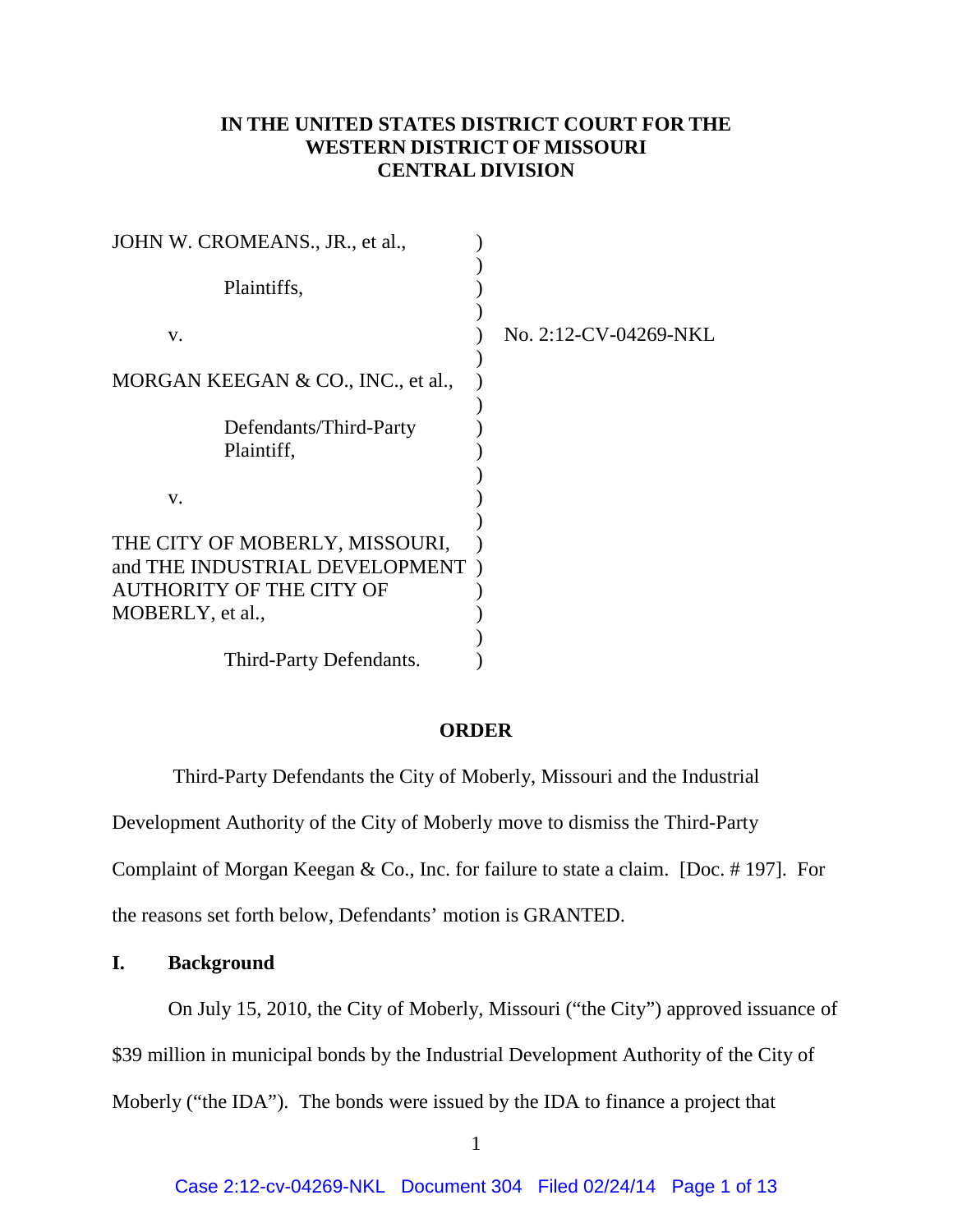**IN THE UNITED STATES DISTRICT COURT FOR THE WESTERN DISTRICT OF MISSOURI CENTRAL DIVISION**

| | | |
|---|---|---|
| JOHN W. CROMEANS., JR., et al., | ) | |
| Plaintiffs, | ) | |
| v. | ) | No. 2:12-CV-04269-NKL |
| MORGAN KEEGAN & CO., INC., et al., | ) | |
| Defendants/Third-Party Plaintiff, | ) | |
| v. | ) | |
| THE CITY OF MOBERLY, MISSOURI, and THE INDUSTRIAL DEVELOPMENT AUTHORITY OF THE CITY OF MOBERLY, et al., | ) | |
| Third-Party Defendants. | ) | |

**ORDER**

Third-Party Defendants the City of Moberly, Missouri and the Industrial Development Authority of the City of Moberly move to dismiss the Third-Party Complaint of Morgan Keegan & Co., Inc. for failure to state a claim. [Doc. # 197]. For the reasons set forth below, Defendants' motion is GRANTED.

## I. Background

On July 15, 2010, the City of Moberly, Missouri ("the City") approved issuance of $39 million in municipal bonds by the Industrial Development Authority of the City of Moberly ("the IDA"). The bonds were issued by the IDA to finance a project that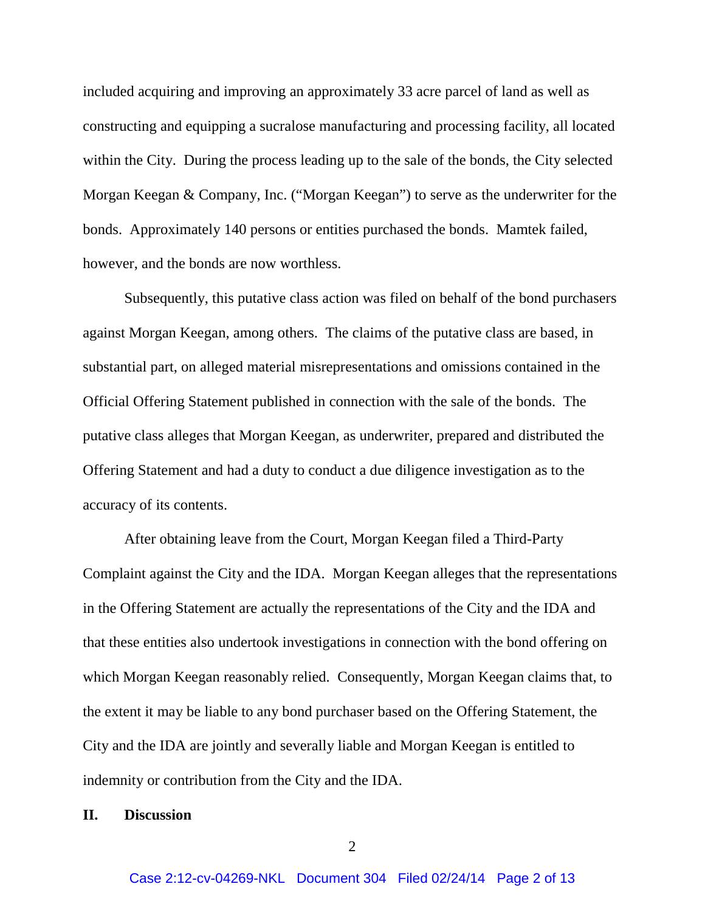included acquiring and improving an approximately 33 acre parcel of land as well as constructing and equipping a sucralose manufacturing and processing facility, all located within the City. During the process leading up to the sale of the bonds, the City selected Morgan Keegan & Company, Inc. ("Morgan Keegan") to serve as the underwriter for the bonds. Approximately 140 persons or entities purchased the bonds. Mamtek failed, however, and the bonds are now worthless.

Subsequently, this putative class action was filed on behalf of the bond purchasers against Morgan Keegan, among others. The claims of the putative class are based, in substantial part, on alleged material misrepresentations and omissions contained in the Official Offering Statement published in connection with the sale of the bonds. The putative class alleges that Morgan Keegan, as underwriter, prepared and distributed the Offering Statement and had a duty to conduct a due diligence investigation as to the accuracy of its contents.

After obtaining leave from the Court, Morgan Keegan filed a Third-Party Complaint against the City and the IDA. Morgan Keegan alleges that the representations in the Offering Statement are actually the representations of the City and the IDA and that these entities also undertook investigations in connection with the bond offering on which Morgan Keegan reasonably relied. Consequently, Morgan Keegan claims that, to the extent it may be liable to any bond purchaser based on the Offering Statement, the City and the IDA are jointly and severally liable and Morgan Keegan is entitled to indemnity or contribution from the City and the IDA.

## II. Discussion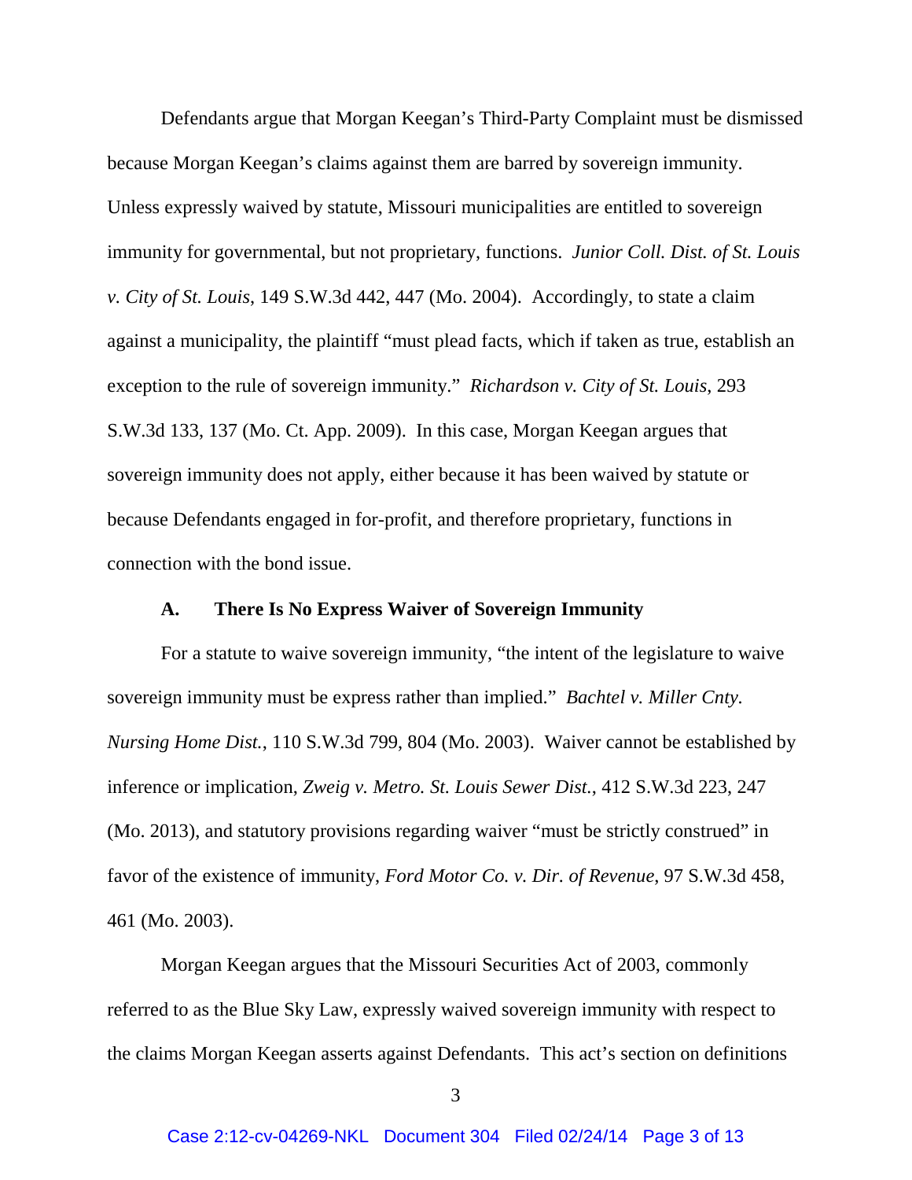Defendants argue that Morgan Keegan's Third-Party Complaint must be dismissed because Morgan Keegan's claims against them are barred by sovereign immunity. Unless expressly waived by statute, Missouri municipalities are entitled to sovereign immunity for governmental, but not proprietary, functions. *Junior Coll. Dist. of St. Louis v. City of St. Louis*, 149 S.W.3d 442, 447 (Mo. 2004). Accordingly, to state a claim against a municipality, the plaintiff "must plead facts, which if taken as true, establish an exception to the rule of sovereign immunity." *Richardson v. City of St. Louis*, 293 S.W.3d 133, 137 (Mo. Ct. App. 2009). In this case, Morgan Keegan argues that sovereign immunity does not apply, either because it has been waived by statute or because Defendants engaged in for-profit, and therefore proprietary, functions in connection with the bond issue.

### A. There Is No Express Waiver of Sovereign Immunity

For a statute to waive sovereign immunity, "the intent of the legislature to waive sovereign immunity must be express rather than implied." *Bachtel v. Miller Cnty. Nursing Home Dist.*, 110 S.W.3d 799, 804 (Mo. 2003). Waiver cannot be established by inference or implication, *Zweig v. Metro. St. Louis Sewer Dist.*, 412 S.W.3d 223, 247 (Mo. 2013), and statutory provisions regarding waiver "must be strictly construed" in favor of the existence of immunity, *Ford Motor Co. v. Dir. of Revenue*, 97 S.W.3d 458, 461 (Mo. 2003).

Morgan Keegan argues that the Missouri Securities Act of 2003, commonly referred to as the Blue Sky Law, expressly waived sovereign immunity with respect to the claims Morgan Keegan asserts against Defendants. This act's section on definitions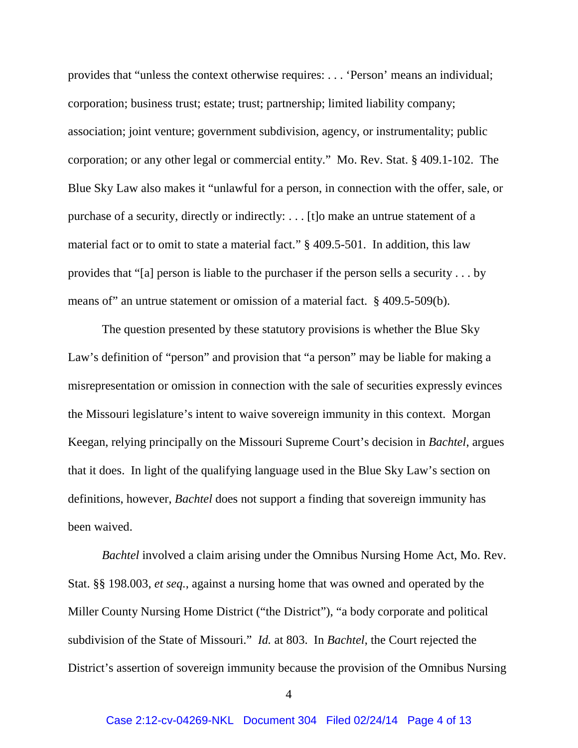provides that "unless the context otherwise requires: . . . 'Person' means an individual; corporation; business trust; estate; trust; partnership; limited liability company; association; joint venture; government subdivision, agency, or instrumentality; public corporation; or any other legal or commercial entity." Mo. Rev. Stat. § 409.1-102. The Blue Sky Law also makes it "unlawful for a person, in connection with the offer, sale, or purchase of a security, directly or indirectly: . . . [t]o make an untrue statement of a material fact or to omit to state a material fact." § 409.5-501. In addition, this law provides that "[a] person is liable to the purchaser if the person sells a security . . . by means of" an untrue statement or omission of a material fact. § 409.5-509(b).

The question presented by these statutory provisions is whether the Blue Sky Law's definition of "person" and provision that "a person" may be liable for making a misrepresentation or omission in connection with the sale of securities expressly evinces the Missouri legislature's intent to waive sovereign immunity in this context. Morgan Keegan, relying principally on the Missouri Supreme Court's decision in *Bachtel*, argues that it does. In light of the qualifying language used in the Blue Sky Law's section on definitions, however, *Bachtel* does not support a finding that sovereign immunity has been waived.

*Bachtel* involved a claim arising under the Omnibus Nursing Home Act, Mo. Rev. Stat. §§ 198.003, *et seq.*, against a nursing home that was owned and operated by the Miller County Nursing Home District ("the District"), "a body corporate and political subdivision of the State of Missouri." *Id.* at 803. In *Bachtel*, the Court rejected the District's assertion of sovereign immunity because the provision of the Omnibus Nursing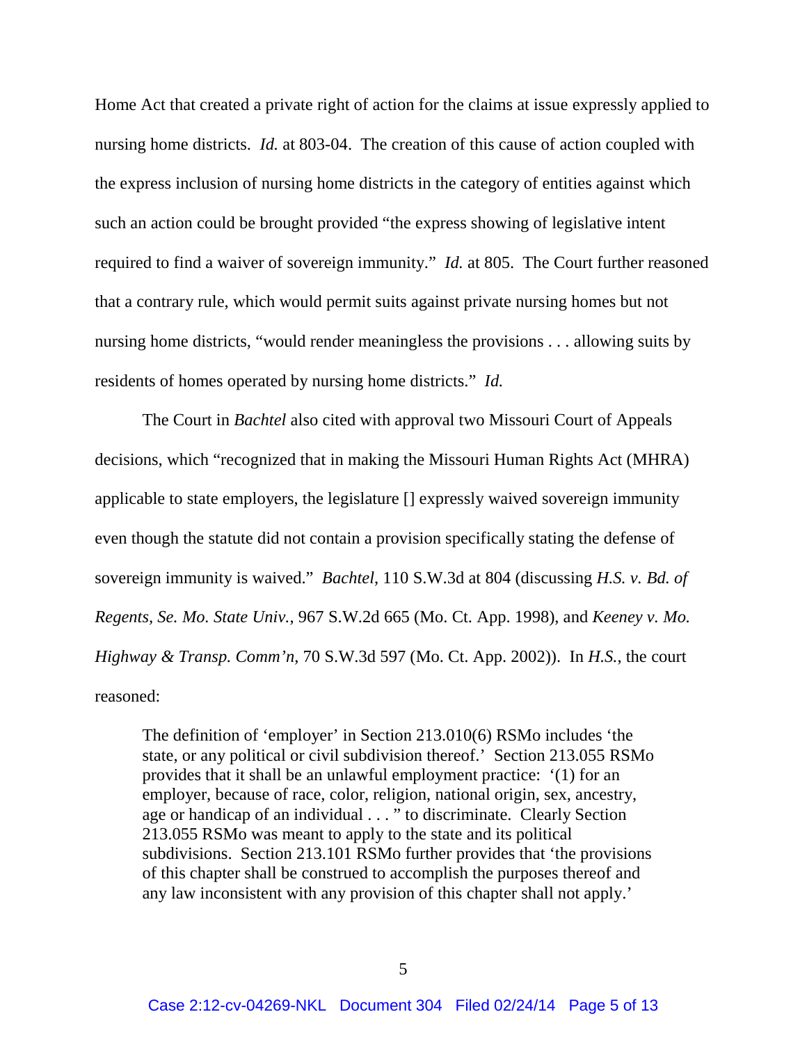Home Act that created a private right of action for the claims at issue expressly applied to nursing home districts. *Id.* at 803-04. The creation of this cause of action coupled with the express inclusion of nursing home districts in the category of entities against which such an action could be brought provided "the express showing of legislative intent required to find a waiver of sovereign immunity." *Id.* at 805. The Court further reasoned that a contrary rule, which would permit suits against private nursing homes but not nursing home districts, "would render meaningless the provisions . . . allowing suits by residents of homes operated by nursing home districts." *Id.*

The Court in *Bachtel* also cited with approval two Missouri Court of Appeals decisions, which "recognized that in making the Missouri Human Rights Act (MHRA) applicable to state employers, the legislature [] expressly waived sovereign immunity even though the statute did not contain a provision specifically stating the defense of sovereign immunity is waived." *Bachtel*, 110 S.W.3d at 804 (discussing *H.S. v. Bd. of Regents, Se. Mo. State Univ.*, 967 S.W.2d 665 (Mo. Ct. App. 1998), and *Keeney v. Mo. Highway & Transp. Comm'n*, 70 S.W.3d 597 (Mo. Ct. App. 2002)). In *H.S.*, the court reasoned:

> The definition of 'employer' in Section 213.010(6) RSMo includes 'the state, or any political or civil subdivision thereof.' Section 213.055 RSMo provides that it shall be an unlawful employment practice: '(1) for an employer, because of race, color, religion, national origin, sex, ancestry, age or handicap of an individual . . . " to discriminate. Clearly Section 213.055 RSMo was meant to apply to the state and its political subdivisions. Section 213.101 RSMo further provides that 'the provisions of this chapter shall be construed to accomplish the purposes thereof and any law inconsistent with any provision of this chapter shall not apply.'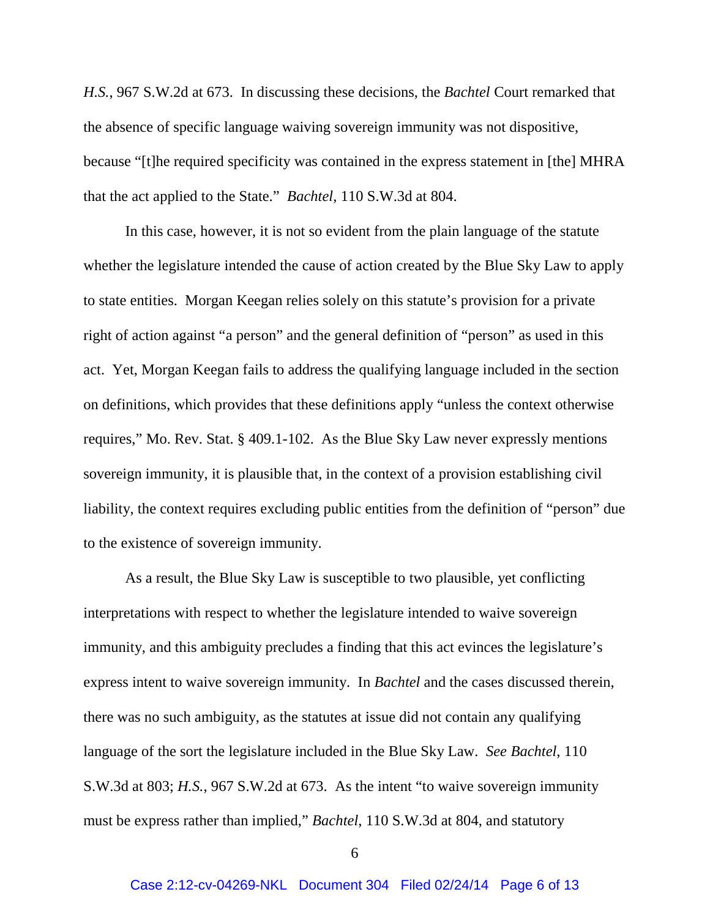*H.S.*, 967 S.W.2d at 673. In discussing these decisions, the *Bachtel* Court remarked that the absence of specific language waiving sovereign immunity was not dispositive, because "[t]he required specificity was contained in the express statement in [the] MHRA that the act applied to the State." *Bachtel*, 110 S.W.3d at 804.

In this case, however, it is not so evident from the plain language of the statute whether the legislature intended the cause of action created by the Blue Sky Law to apply to state entities. Morgan Keegan relies solely on this statute's provision for a private right of action against "a person" and the general definition of "person" as used in this act. Yet, Morgan Keegan fails to address the qualifying language included in the section on definitions, which provides that these definitions apply "unless the context otherwise requires," Mo. Rev. Stat. § 409.1-102. As the Blue Sky Law never expressly mentions sovereign immunity, it is plausible that, in the context of a provision establishing civil liability, the context requires excluding public entities from the definition of "person" due to the existence of sovereign immunity.

As a result, the Blue Sky Law is susceptible to two plausible, yet conflicting interpretations with respect to whether the legislature intended to waive sovereign immunity, and this ambiguity precludes a finding that this act evinces the legislature's express intent to waive sovereign immunity. In *Bachtel* and the cases discussed therein, there was no such ambiguity, as the statutes at issue did not contain any qualifying language of the sort the legislature included in the Blue Sky Law. *See Bachtel*, 110 S.W.3d at 803; *H.S.*, 967 S.W.2d at 673. As the intent "to waive sovereign immunity must be express rather than implied," *Bachtel*, 110 S.W.3d at 804, and statutory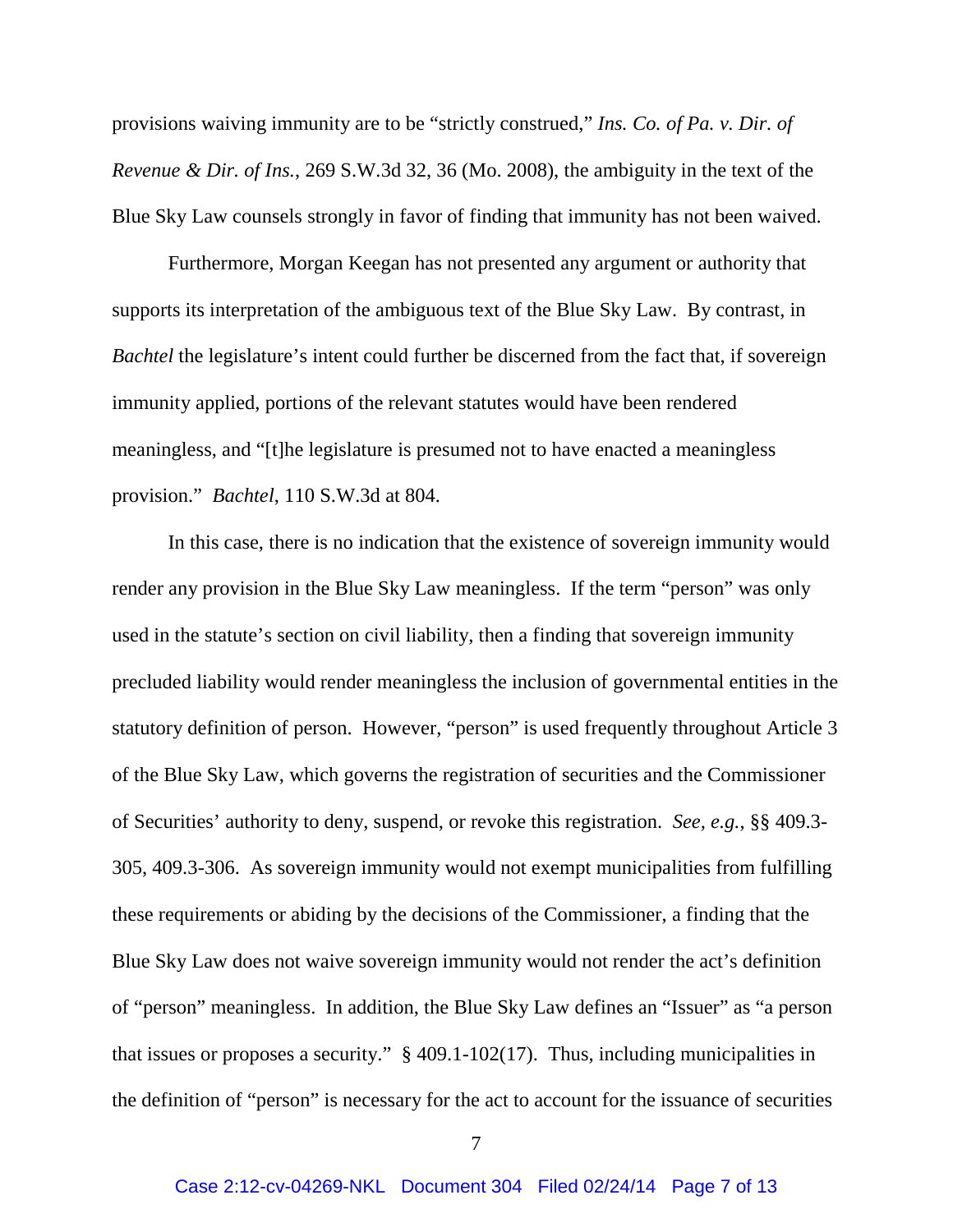provisions waiving immunity are to be "strictly construed," *Ins. Co. of Pa. v. Dir. of Revenue & Dir. of Ins.*, 269 S.W.3d 32, 36 (Mo. 2008), the ambiguity in the text of the Blue Sky Law counsels strongly in favor of finding that immunity has not been waived.

Furthermore, Morgan Keegan has not presented any argument or authority that supports its interpretation of the ambiguous text of the Blue Sky Law. By contrast, in *Bachtel* the legislature's intent could further be discerned from the fact that, if sovereign immunity applied, portions of the relevant statutes would have been rendered meaningless, and "[t]he legislature is presumed not to have enacted a meaningless provision." *Bachtel*, 110 S.W.3d at 804.

In this case, there is no indication that the existence of sovereign immunity would render any provision in the Blue Sky Law meaningless. If the term "person" was only used in the statute's section on civil liability, then a finding that sovereign immunity precluded liability would render meaningless the inclusion of governmental entities in the statutory definition of person. However, "person" is used frequently throughout Article 3 of the Blue Sky Law, which governs the registration of securities and the Commissioner of Securities' authority to deny, suspend, or revoke this registration. *See, e.g.*, §§ 409.3-305, 409.3-306. As sovereign immunity would not exempt municipalities from fulfilling these requirements or abiding by the decisions of the Commissioner, a finding that the Blue Sky Law does not waive sovereign immunity would not render the act's definition of "person" meaningless. In addition, the Blue Sky Law defines an "Issuer" as "a person that issues or proposes a security." § 409.1-102(17). Thus, including municipalities in the definition of "person" is necessary for the act to account for the issuance of securities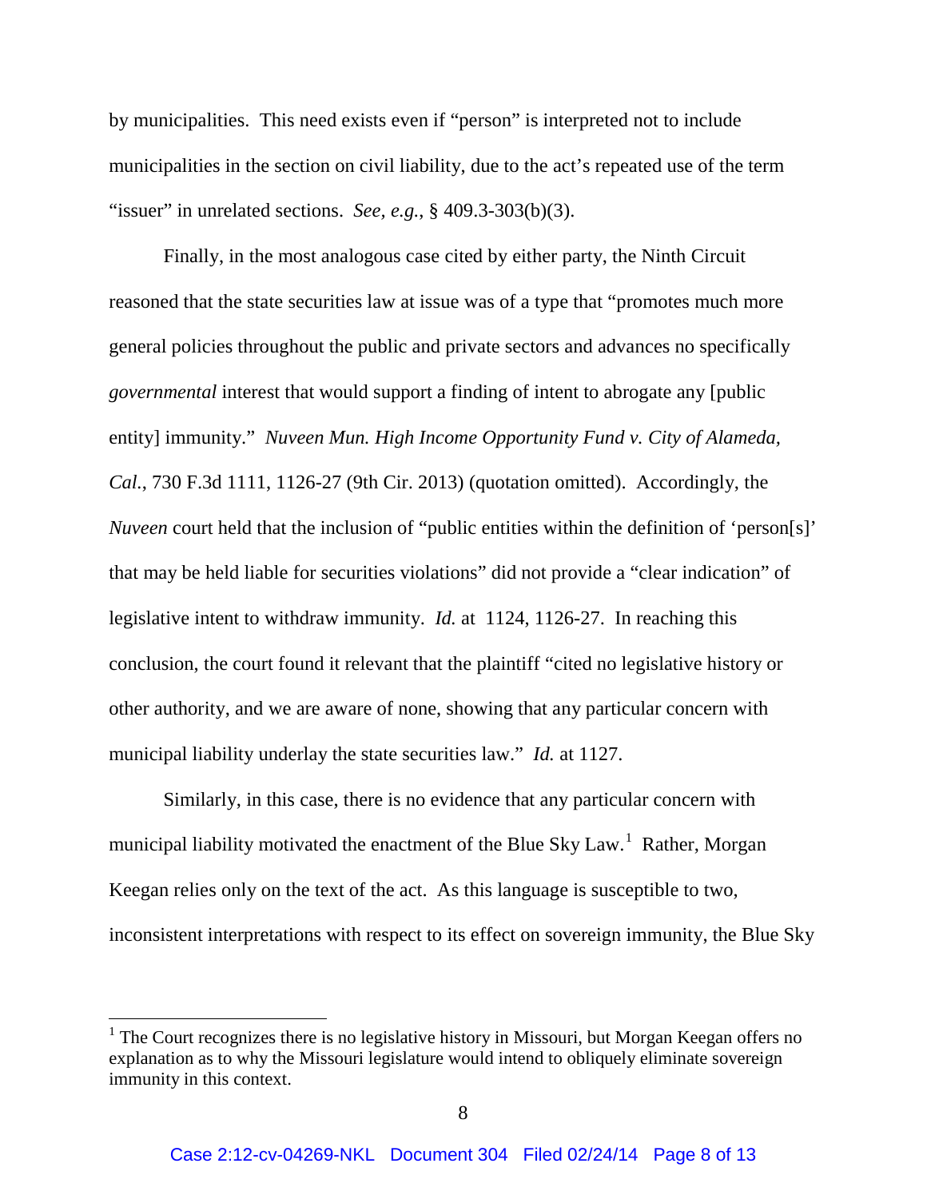by municipalities. This need exists even if "person" is interpreted not to include municipalities in the section on civil liability, due to the act's repeated use of the term "issuer" in unrelated sections. *See, e.g.*, § 409.3-303(b)(3).

Finally, in the most analogous case cited by either party, the Ninth Circuit reasoned that the state securities law at issue was of a type that "promotes much more general policies throughout the public and private sectors and advances no specifically *governmental* interest that would support a finding of intent to abrogate any [public entity] immunity." *Nuveen Mun. High Income Opportunity Fund v. City of Alameda, Cal.*, 730 F.3d 1111, 1126-27 (9th Cir. 2013) (quotation omitted). Accordingly, the *Nuveen* court held that the inclusion of "public entities within the definition of 'person[s]' that may be held liable for securities violations" did not provide a "clear indication" of legislative intent to withdraw immunity. *Id.* at 1124, 1126-27. In reaching this conclusion, the court found it relevant that the plaintiff "cited no legislative history or other authority, and we are aware of none, showing that any particular concern with municipal liability underlay the state securities law." *Id.* at 1127.

Similarly, in this case, there is no evidence that any particular concern with municipal liability motivated the enactment of the Blue Sky Law.[1] Rather, Morgan Keegan relies only on the text of the act. As this language is susceptible to two, inconsistent interpretations with respect to its effect on sovereign immunity, the Blue Sky

---

[1] The Court recognizes there is no legislative history in Missouri, but Morgan Keegan offers no explanation as to why the Missouri legislature would intend to obliquely eliminate sovereign immunity in this context.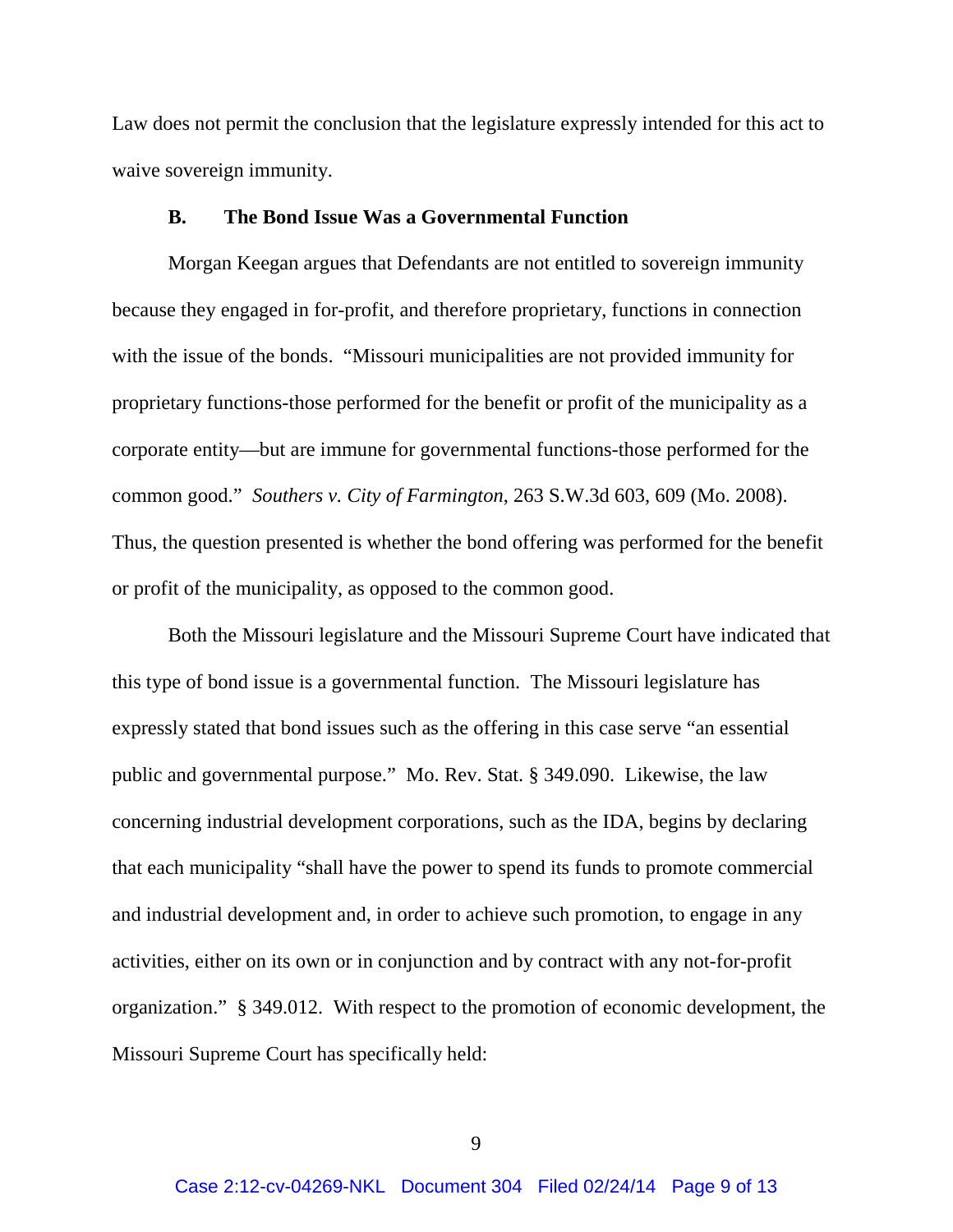Law does not permit the conclusion that the legislature expressly intended for this act to waive sovereign immunity.

### B. The Bond Issue Was a Governmental Function

Morgan Keegan argues that Defendants are not entitled to sovereign immunity because they engaged in for-profit, and therefore proprietary, functions in connection with the issue of the bonds. "Missouri municipalities are not provided immunity for proprietary functions-those performed for the benefit or profit of the municipality as a corporate entity—but are immune for governmental functions-those performed for the common good." *Southers v. City of Farmington*, 263 S.W.3d 603, 609 (Mo. 2008). Thus, the question presented is whether the bond offering was performed for the benefit or profit of the municipality, as opposed to the common good.

Both the Missouri legislature and the Missouri Supreme Court have indicated that this type of bond issue is a governmental function. The Missouri legislature has expressly stated that bond issues such as the offering in this case serve "an essential public and governmental purpose." Mo. Rev. Stat. § 349.090. Likewise, the law concerning industrial development corporations, such as the IDA, begins by declaring that each municipality "shall have the power to spend its funds to promote commercial and industrial development and, in order to achieve such promotion, to engage in any activities, either on its own or in conjunction and by contract with any not-for-profit organization." § 349.012. With respect to the promotion of economic development, the Missouri Supreme Court has specifically held: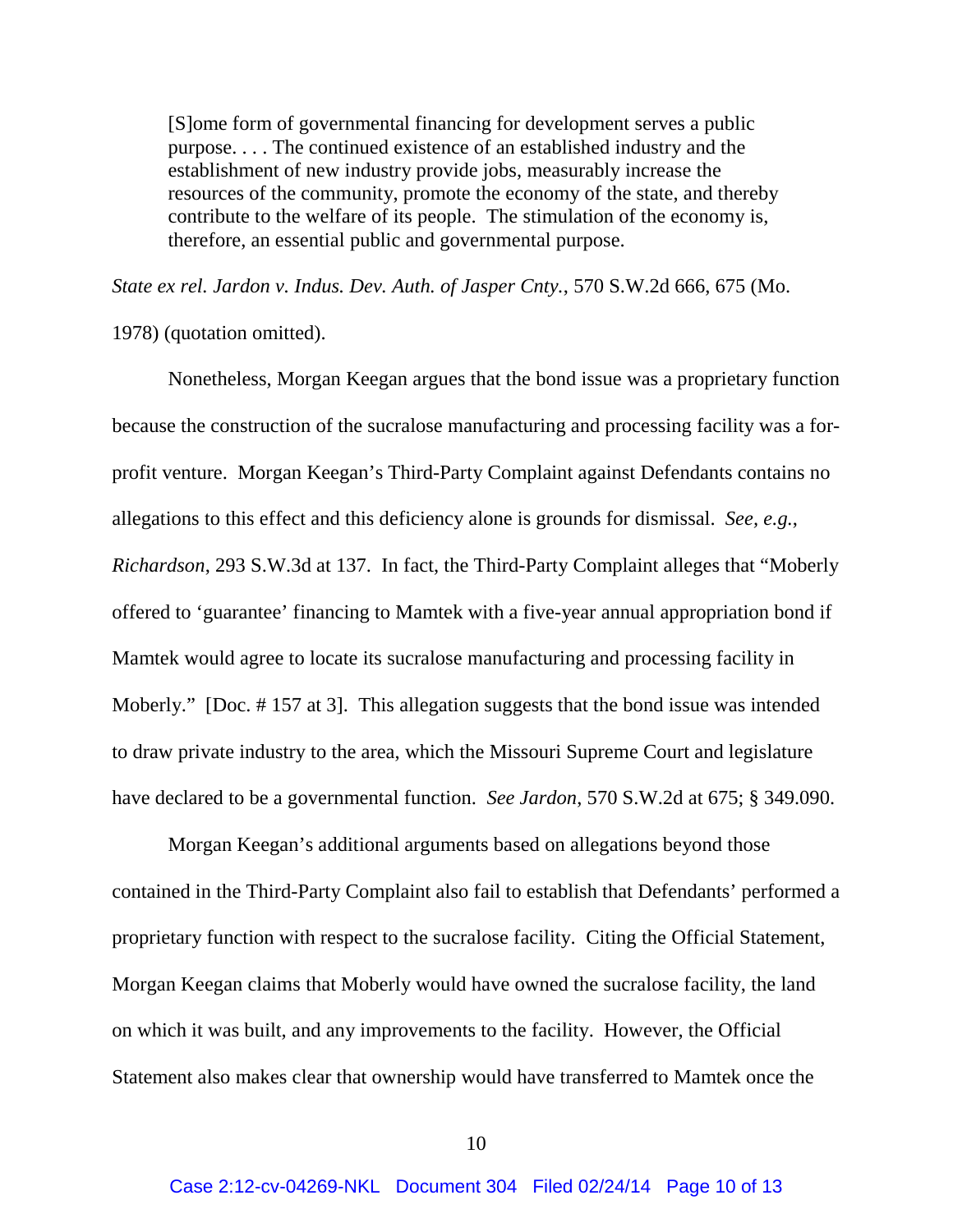> [S]ome form of governmental financing for development serves a public purpose. . . . The continued existence of an established industry and the establishment of new industry provide jobs, measurably increase the resources of the community, promote the economy of the state, and thereby contribute to the welfare of its people. The stimulation of the economy is, therefore, an essential public and governmental purpose.

*State ex rel. Jardon v. Indus. Dev. Auth. of Jasper Cnty.*, 570 S.W.2d 666, 675 (Mo. 1978) (quotation omitted).

Nonetheless, Morgan Keegan argues that the bond issue was a proprietary function because the construction of the sucralose manufacturing and processing facility was a for-profit venture. Morgan Keegan's Third-Party Complaint against Defendants contains no allegations to this effect and this deficiency alone is grounds for dismissal. *See, e.g.*, *Richardson*, 293 S.W.3d at 137. In fact, the Third-Party Complaint alleges that "Moberly offered to 'guarantee' financing to Mamtek with a five-year annual appropriation bond if Mamtek would agree to locate its sucralose manufacturing and processing facility in Moberly." [Doc. # 157 at 3]. This allegation suggests that the bond issue was intended to draw private industry to the area, which the Missouri Supreme Court and legislature have declared to be a governmental function. *See Jardon*, 570 S.W.2d at 675; § 349.090.

Morgan Keegan's additional arguments based on allegations beyond those contained in the Third-Party Complaint also fail to establish that Defendants' performed a proprietary function with respect to the sucralose facility. Citing the Official Statement, Morgan Keegan claims that Moberly would have owned the sucralose facility, the land on which it was built, and any improvements to the facility. However, the Official Statement also makes clear that ownership would have transferred to Mamtek once the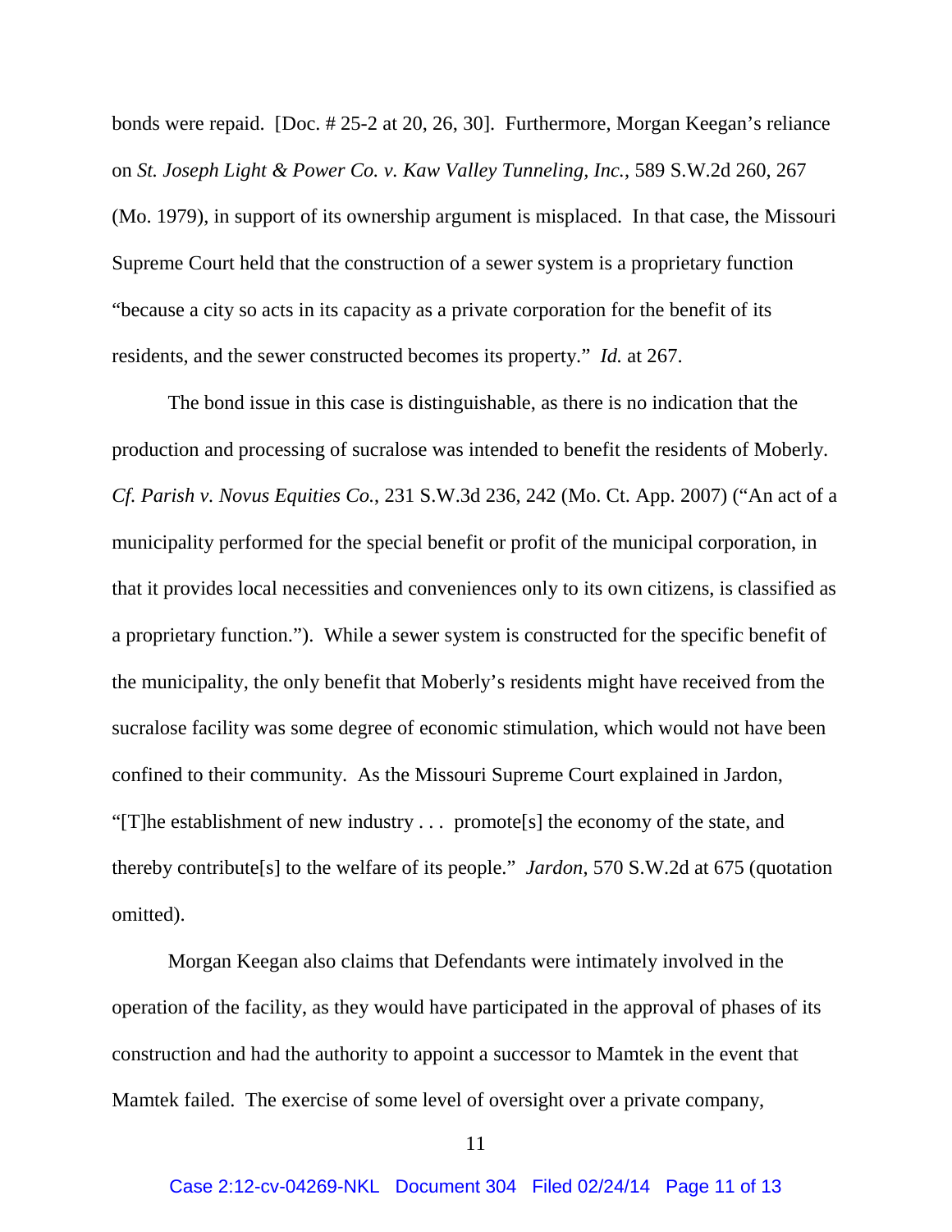bonds were repaid. [Doc. # 25-2 at 20, 26, 30]. Furthermore, Morgan Keegan's reliance on *St. Joseph Light & Power Co. v. Kaw Valley Tunneling, Inc.*, 589 S.W.2d 260, 267 (Mo. 1979), in support of its ownership argument is misplaced. In that case, the Missouri Supreme Court held that the construction of a sewer system is a proprietary function "because a city so acts in its capacity as a private corporation for the benefit of its residents, and the sewer constructed becomes its property." *Id.* at 267.

The bond issue in this case is distinguishable, as there is no indication that the production and processing of sucralose was intended to benefit the residents of Moberly. *Cf. Parish v. Novus Equities Co.*, 231 S.W.3d 236, 242 (Mo. Ct. App. 2007) ("An act of a municipality performed for the special benefit or profit of the municipal corporation, in that it provides local necessities and conveniences only to its own citizens, is classified as a proprietary function."). While a sewer system is constructed for the specific benefit of the municipality, the only benefit that Moberly's residents might have received from the sucralose facility was some degree of economic stimulation, which would not have been confined to their community. As the Missouri Supreme Court explained in Jardon, "[T]he establishment of new industry . . . promote[s] the economy of the state, and thereby contribute[s] to the welfare of its people." *Jardon*, 570 S.W.2d at 675 (quotation omitted).

Morgan Keegan also claims that Defendants were intimately involved in the operation of the facility, as they would have participated in the approval of phases of its construction and had the authority to appoint a successor to Mamtek in the event that Mamtek failed. The exercise of some level of oversight over a private company,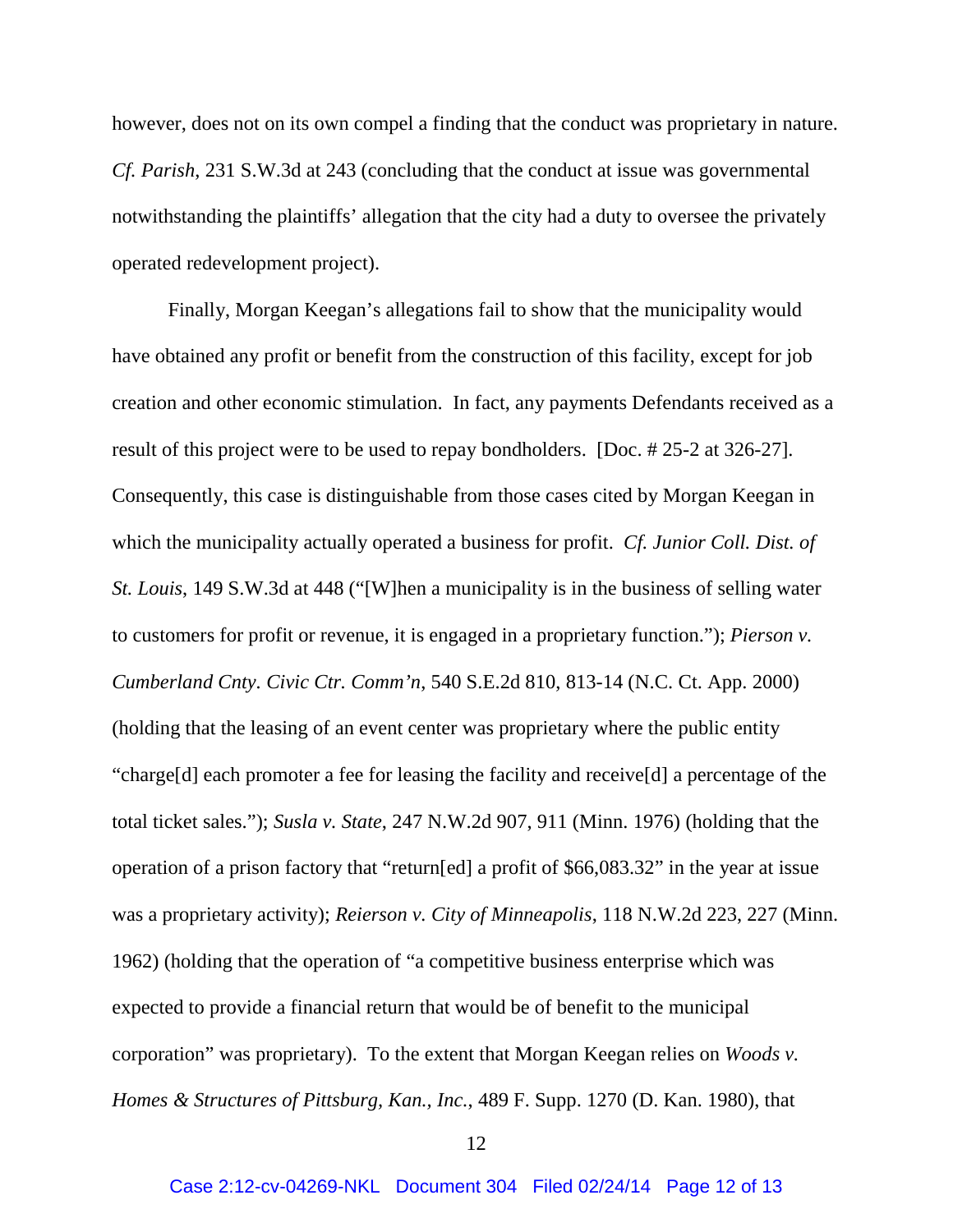however, does not on its own compel a finding that the conduct was proprietary in nature. *Cf. Parish*, 231 S.W.3d at 243 (concluding that the conduct at issue was governmental notwithstanding the plaintiffs' allegation that the city had a duty to oversee the privately operated redevelopment project).

Finally, Morgan Keegan's allegations fail to show that the municipality would have obtained any profit or benefit from the construction of this facility, except for job creation and other economic stimulation. In fact, any payments Defendants received as a result of this project were to be used to repay bondholders. [Doc. # 25-2 at 326-27]. Consequently, this case is distinguishable from those cases cited by Morgan Keegan in which the municipality actually operated a business for profit. *Cf. Junior Coll. Dist. of St. Louis*, 149 S.W.3d at 448 ("[W]hen a municipality is in the business of selling water to customers for profit or revenue, it is engaged in a proprietary function."); *Pierson v. Cumberland Cnty. Civic Ctr. Comm'n*, 540 S.E.2d 810, 813-14 (N.C. Ct. App. 2000) (holding that the leasing of an event center was proprietary where the public entity "charge[d] each promoter a fee for leasing the facility and receive[d] a percentage of the total ticket sales."); *Susla v. State*, 247 N.W.2d 907, 911 (Minn. 1976) (holding that the operation of a prison factory that "return[ed] a profit of $66,083.32" in the year at issue was a proprietary activity); *Reierson v. City of Minneapolis*, 118 N.W.2d 223, 227 (Minn. 1962) (holding that the operation of "a competitive business enterprise which was expected to provide a financial return that would be of benefit to the municipal corporation" was proprietary). To the extent that Morgan Keegan relies on *Woods v. Homes & Structures of Pittsburg, Kan., Inc.*, 489 F. Supp. 1270 (D. Kan. 1980), that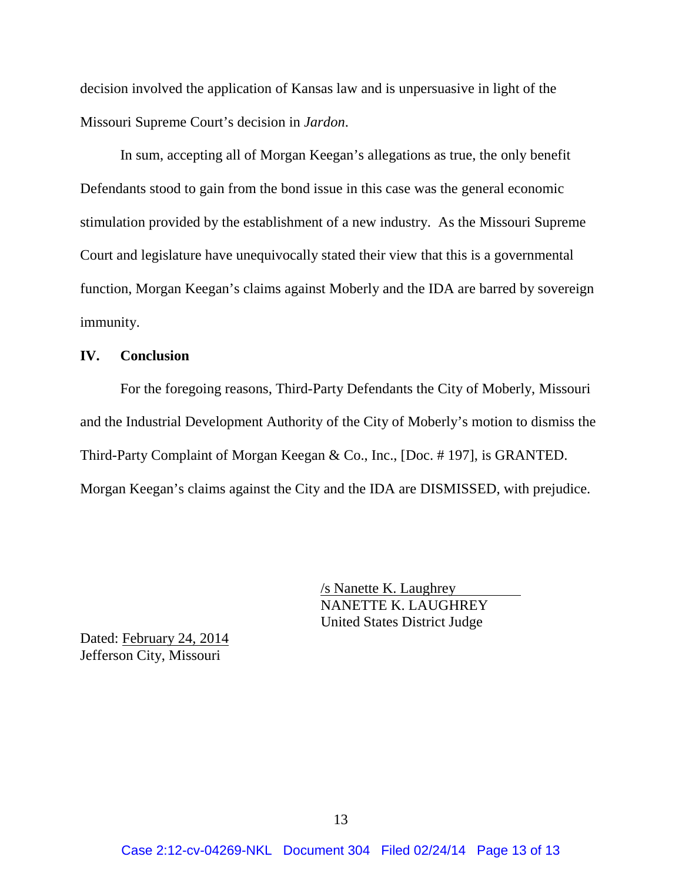decision involved the application of Kansas law and is unpersuasive in light of the Missouri Supreme Court's decision in *Jardon*.

In sum, accepting all of Morgan Keegan's allegations as true, the only benefit Defendants stood to gain from the bond issue in this case was the general economic stimulation provided by the establishment of a new industry. As the Missouri Supreme Court and legislature have unequivocally stated their view that this is a governmental function, Morgan Keegan's claims against Moberly and the IDA are barred by sovereign immunity.

## IV. Conclusion

For the foregoing reasons, Third-Party Defendants the City of Moberly, Missouri and the Industrial Development Authority of the City of Moberly's motion to dismiss the Third-Party Complaint of Morgan Keegan & Co., Inc., [Doc. # 197], is GRANTED. Morgan Keegan's claims against the City and the IDA are DISMISSED, with prejudice.

/s Nanette K. Laughrey
NANETTE K. LAUGHREY
United States District Judge

Dated: February 24, 2014
Jefferson City, Missouri